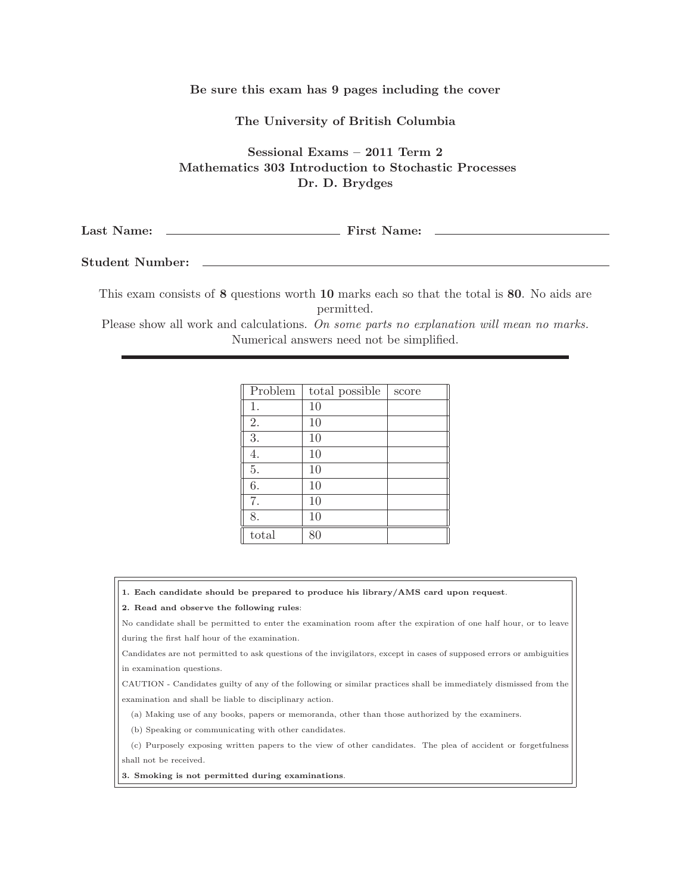**Be sure this exam has 9 pages including the cover**

**The University of British Columbia**

**Sessional Exams – 2011 Term 2**
**Mathematics 303 Introduction to Stochastic Processes**
**Dr. D. Brydges**

**Last Name:** ______________________ **First Name:** ______________________

**Student Number:** ______________________________________________

This exam consists of **8** questions worth **10** marks each so that the total is **80**. No aids are permitted.
Please show all work and calculations. *On some parts no explanation will mean no marks.*
Numerical answers need not be simplified.

---

| Problem | total possible | score |
|---|---|---|
| 1. | 10 | |
| 2. | 10 | |
| 3. | 10 | |
| 4. | 10 | |
| 5. | 10 | |
| 6. | 10 | |
| 7. | 10 | |
| 8. | 10 | |
| total | 80 | |

**1. Each candidate should be prepared to produce his library/AMS card upon request**.

**2. Read and observe the following rules**:

No candidate shall be permitted to enter the examination room after the expiration of one half hour, or to leave during the first half hour of the examination.

Candidates are not permitted to ask questions of the invigilators, except in cases of supposed errors or ambiguities in examination questions.

CAUTION - Candidates guilty of any of the following or similar practices shall be immediately dismissed from the examination and shall be liable to disciplinary action.

(a) Making use of any books, papers or memoranda, other than those authorized by the examiners.

(b) Speaking or communicating with other candidates.

(c) Purposely exposing written papers to the view of other candidates. The plea of accident or forgetfulness shall not be received.

**3. Smoking is not permitted during examinations**.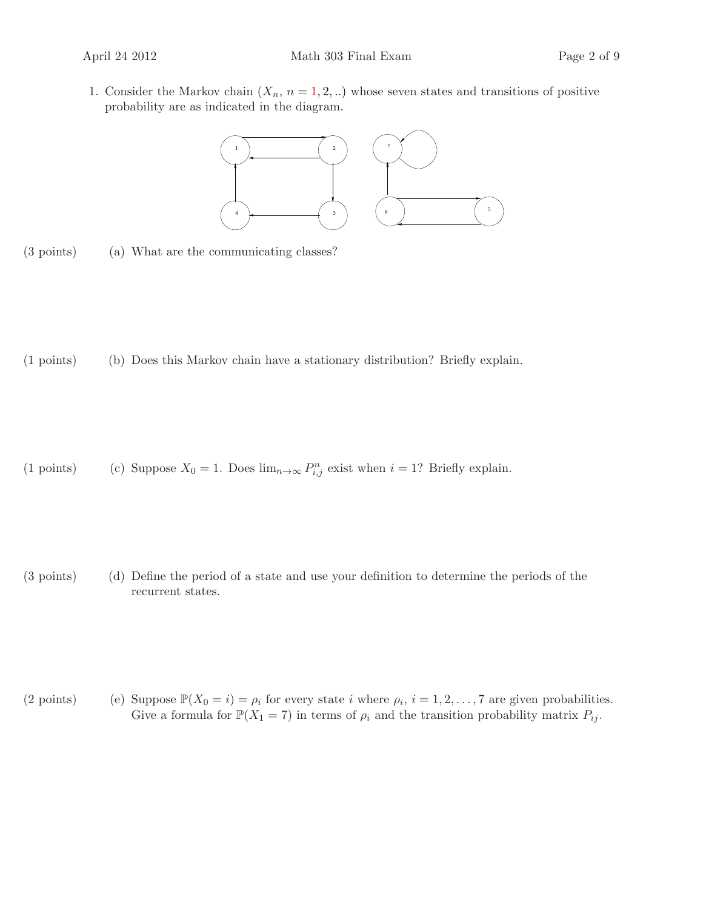1. Consider the Markov chain ($X_n$, $n = 1, 2, ..$) whose seven states and transitions of positive probability are as indicated in the diagram.

(3 points) (a) What are the communicating classes?

(1 points) (b) Does this Markov chain have a stationary distribution? Briefly explain.

(1 points) (c) Suppose $X_0 = 1$. Does $\lim_{n\to\infty} P_{i,j}^n$ exist when $i = 1$? Briefly explain.

(3 points) (d) Define the period of a state and use your definition to determine the periods of the recurrent states.

(2 points) (e) Suppose $\mathbb{P}(X_0 = i) = \rho_i$ for every state $i$ where $\rho_i$, $i = 1, 2, \ldots, 7$ are given probabilities. Give a formula for $\mathbb{P}(X_1 = 7)$ in terms of $\rho_i$ and the transition probability matrix $P_{ij}$.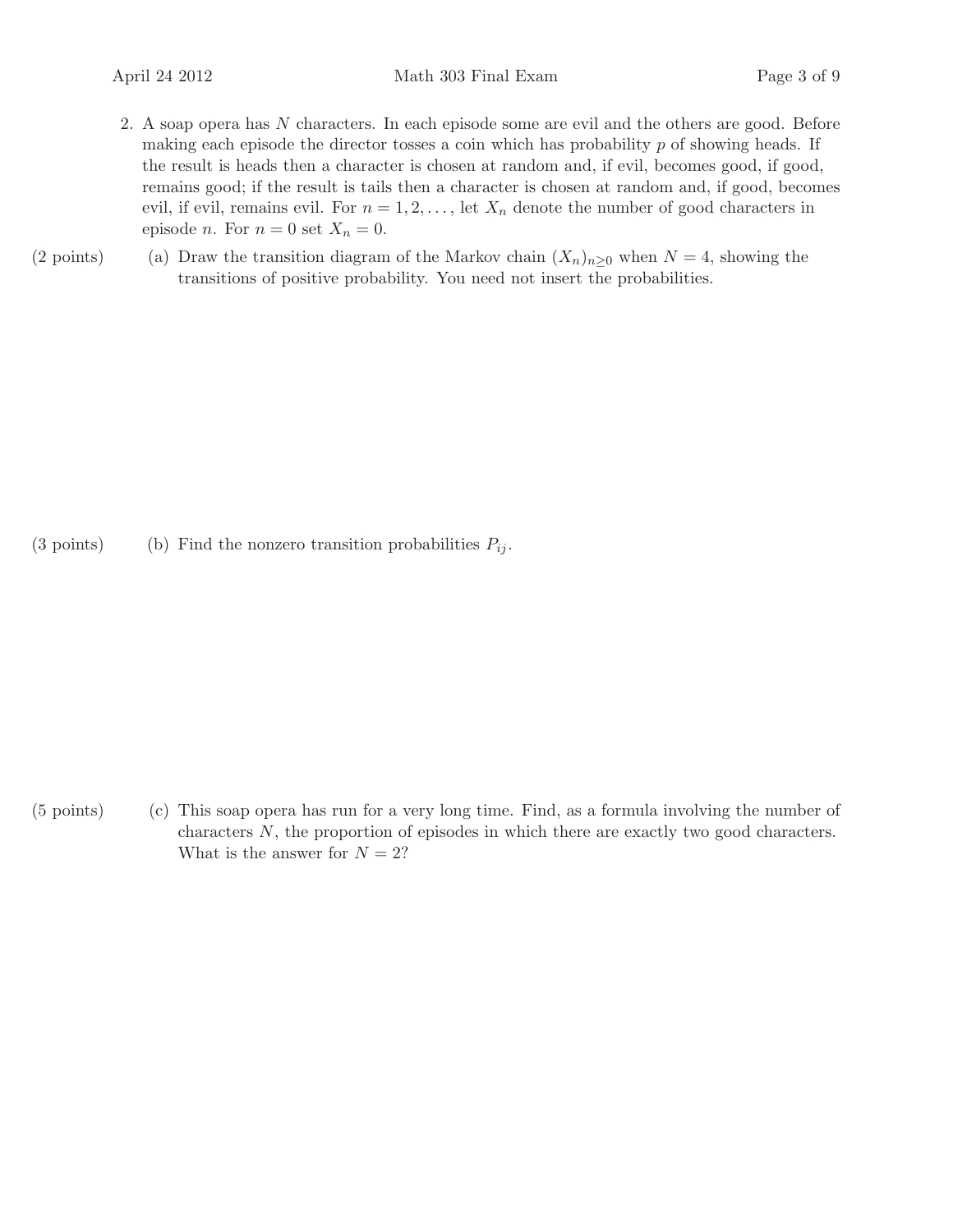2. A soap opera has $N$ characters. In each episode some are evil and the others are good. Before making each episode the director tosses a coin which has probability $p$ of showing heads. If the result is heads then a character is chosen at random and, if evil, becomes good, if good, remains good; if the result is tails then a character is chosen at random and, if good, becomes evil, if evil, remains evil. For $n = 1, 2, \ldots$, let $X_n$ denote the number of good characters in episode $n$. For $n = 0$ set $X_n = 0$.

(2 points) (a) Draw the transition diagram of the Markov chain $(X_n)_{n \geq 0}$ when $N = 4$, showing the transitions of positive probability. You need not insert the probabilities.

(3 points) (b) Find the nonzero transition probabilities $P_{ij}$.

(5 points) (c) This soap opera has run for a very long time. Find, as a formula involving the number of characters $N$, the proportion of episodes in which there are exactly two good characters. What is the answer for $N = 2$?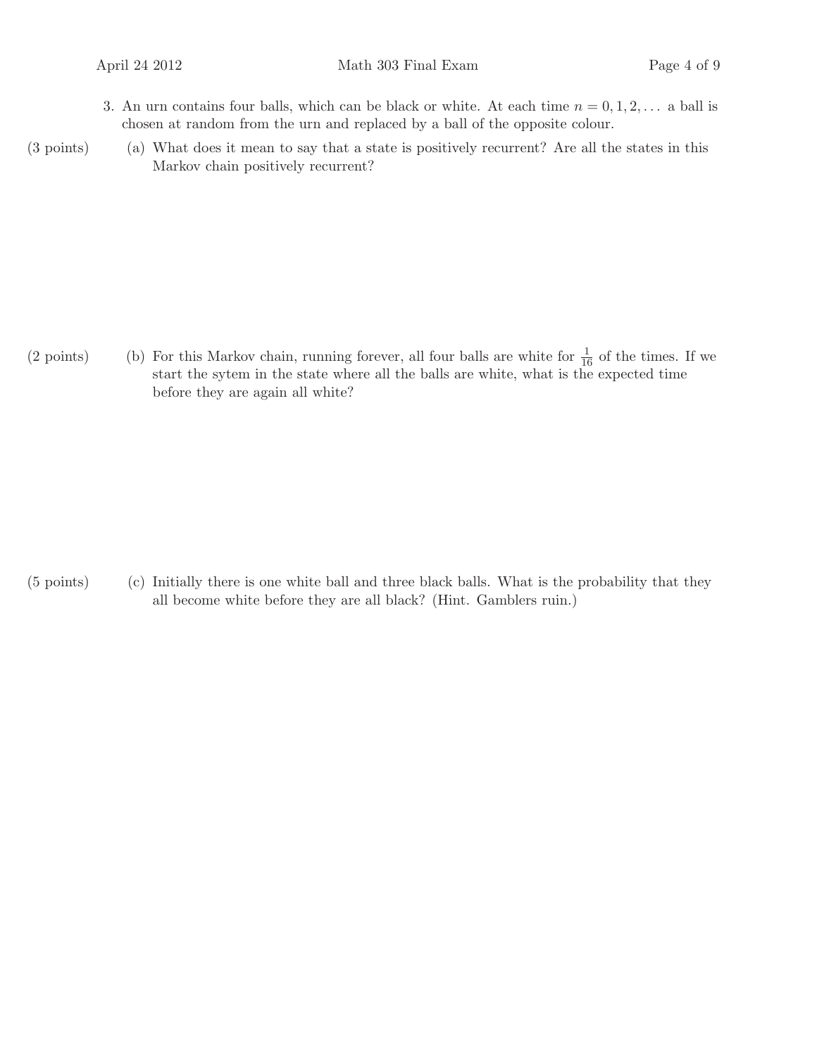3. An urn contains four balls, which can be black or white. At each time $n = 0, 1, 2, \ldots$ a ball is chosen at random from the urn and replaced by a ball of the opposite colour.

(3 points) (a) What does it mean to say that a state is positively recurrent? Are all the states in this Markov chain positively recurrent?

(2 points) (b) For this Markov chain, running forever, all four balls are white for $\frac{1}{16}$ of the times. If we start the sytem in the state where all the balls are white, what is the expected time before they are again all white?

(5 points) (c) Initially there is one white ball and three black balls. What is the probability that they all become white before they are all black? (Hint. Gamblers ruin.)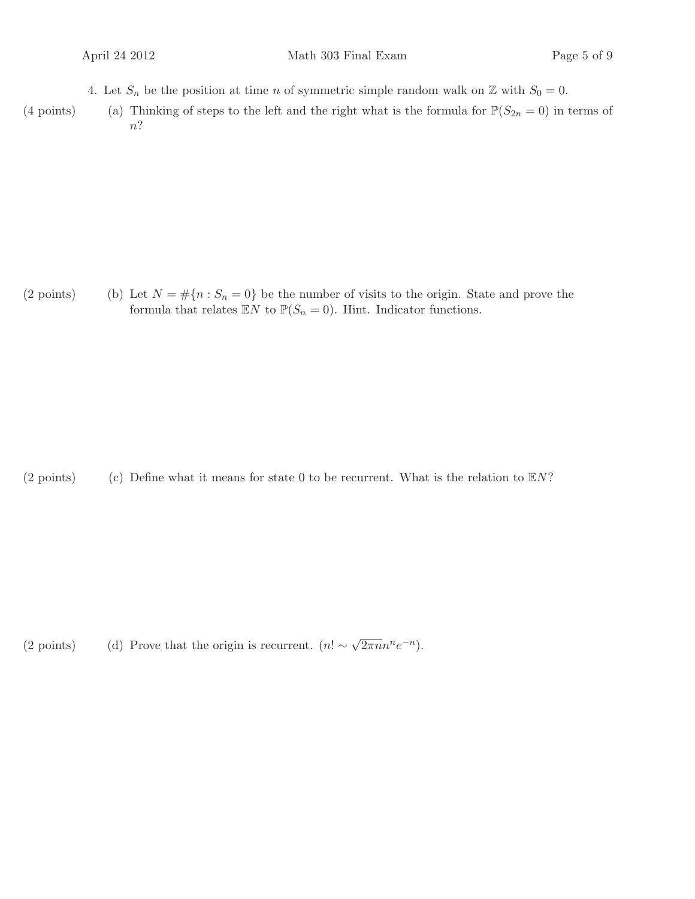4. Let $S_n$ be the position at time $n$ of symmetric simple random walk on $\mathbb{Z}$ with $S_0 = 0$.

(4 points) (a) Thinking of steps to the left and the right what is the formula for $\mathbb{P}(S_{2n} = 0)$ in terms of $n$?

(2 points) (b) Let $N = \#\{n : S_n = 0\}$ be the number of visits to the origin. State and prove the formula that relates $\mathbb{E}N$ to $\mathbb{P}(S_n = 0)$. Hint. Indicator functions.

(2 points) (c) Define what it means for state 0 to be recurrent. What is the relation to $\mathbb{E}N$?

(2 points) (d) Prove that the origin is recurrent. ($n! \sim \sqrt{2\pi n} n^n e^{-n}$).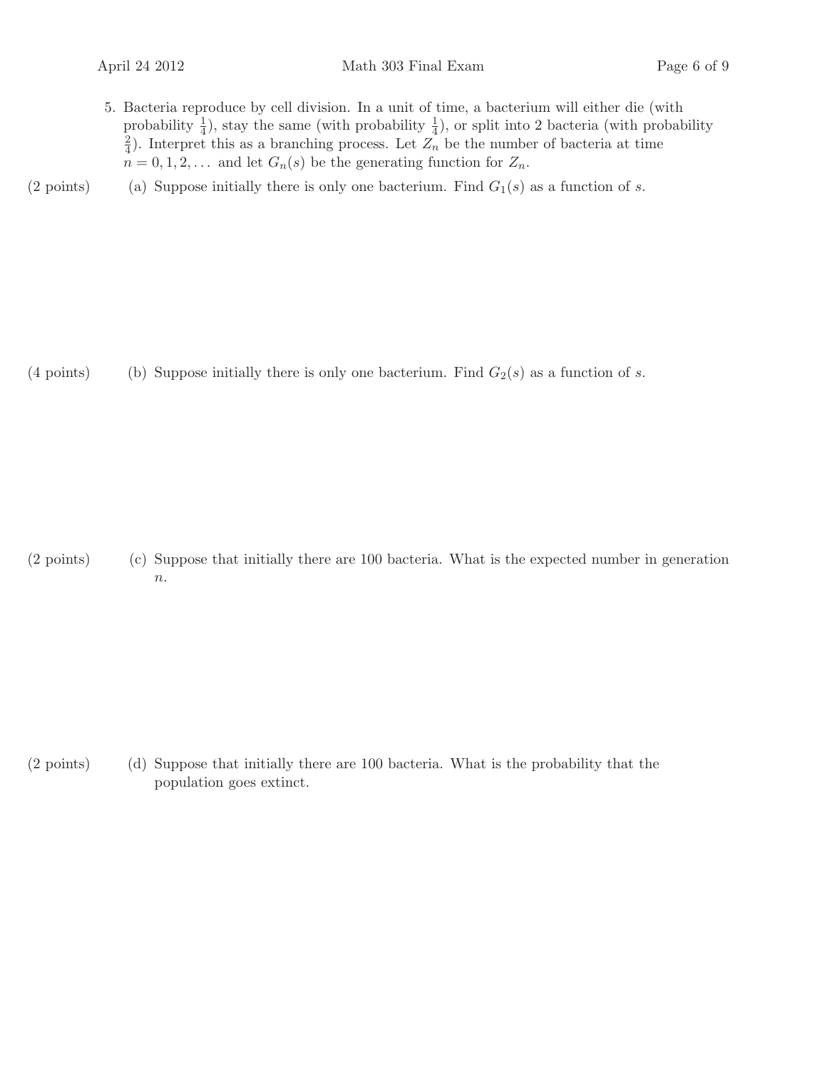5. Bacteria reproduce by cell division. In a unit of time, a bacterium will either die (with probability $\frac{1}{4}$), stay the same (with probability $\frac{1}{4}$), or split into 2 bacteria (with probability $\frac{2}{4}$). Interpret this as a branching process. Let $Z_n$ be the number of bacteria at time $n = 0, 1, 2, \ldots$ and let $G_n(s)$ be the generating function for $Z_n$.

(2 points) (a) Suppose initially there is only one bacterium. Find $G_1(s)$ as a function of $s$.

(4 points) (b) Suppose initially there is only one bacterium. Find $G_2(s)$ as a function of $s$.

(2 points) (c) Suppose that initially there are 100 bacteria. What is the expected number in generation $n$.

(2 points) (d) Suppose that initially there are 100 bacteria. What is the probability that the population goes extinct.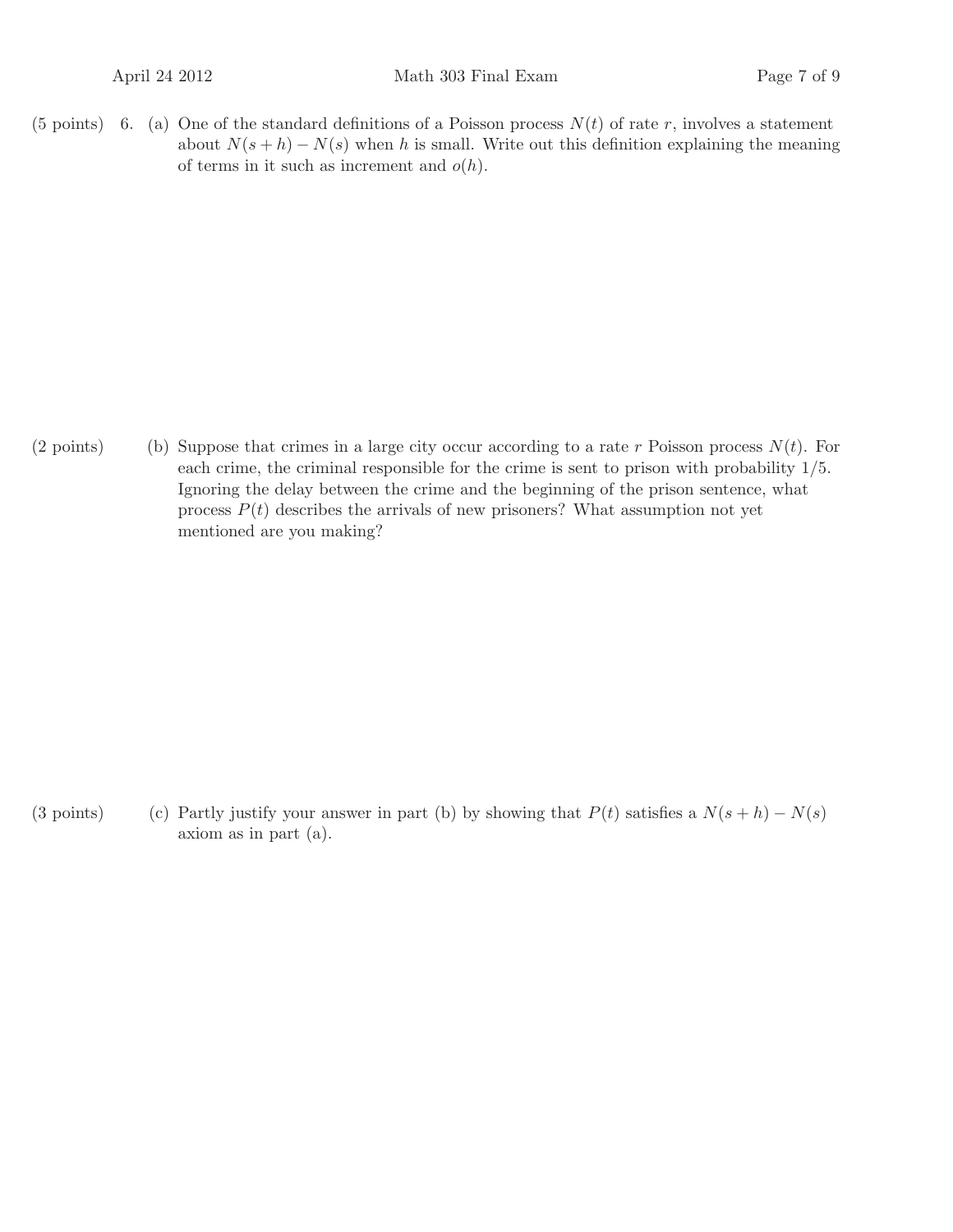(5 points) 6. (a) One of the standard definitions of a Poisson process $N(t)$ of rate $r$, involves a statement about $N(s + h) - N(s)$ when $h$ is small. Write out this definition explaining the meaning of terms in it such as increment and $o(h)$.

(2 points) (b) Suppose that crimes in a large city occur according to a rate $r$ Poisson process $N(t)$. For each crime, the criminal responsible for the crime is sent to prison with probability $1/5$. Ignoring the delay between the crime and the beginning of the prison sentence, what process $P(t)$ describes the arrivals of new prisoners? What assumption not yet mentioned are you making?

(3 points) (c) Partly justify your answer in part (b) by showing that $P(t)$ satisfies a $N(s + h) - N(s)$ axiom as in part (a).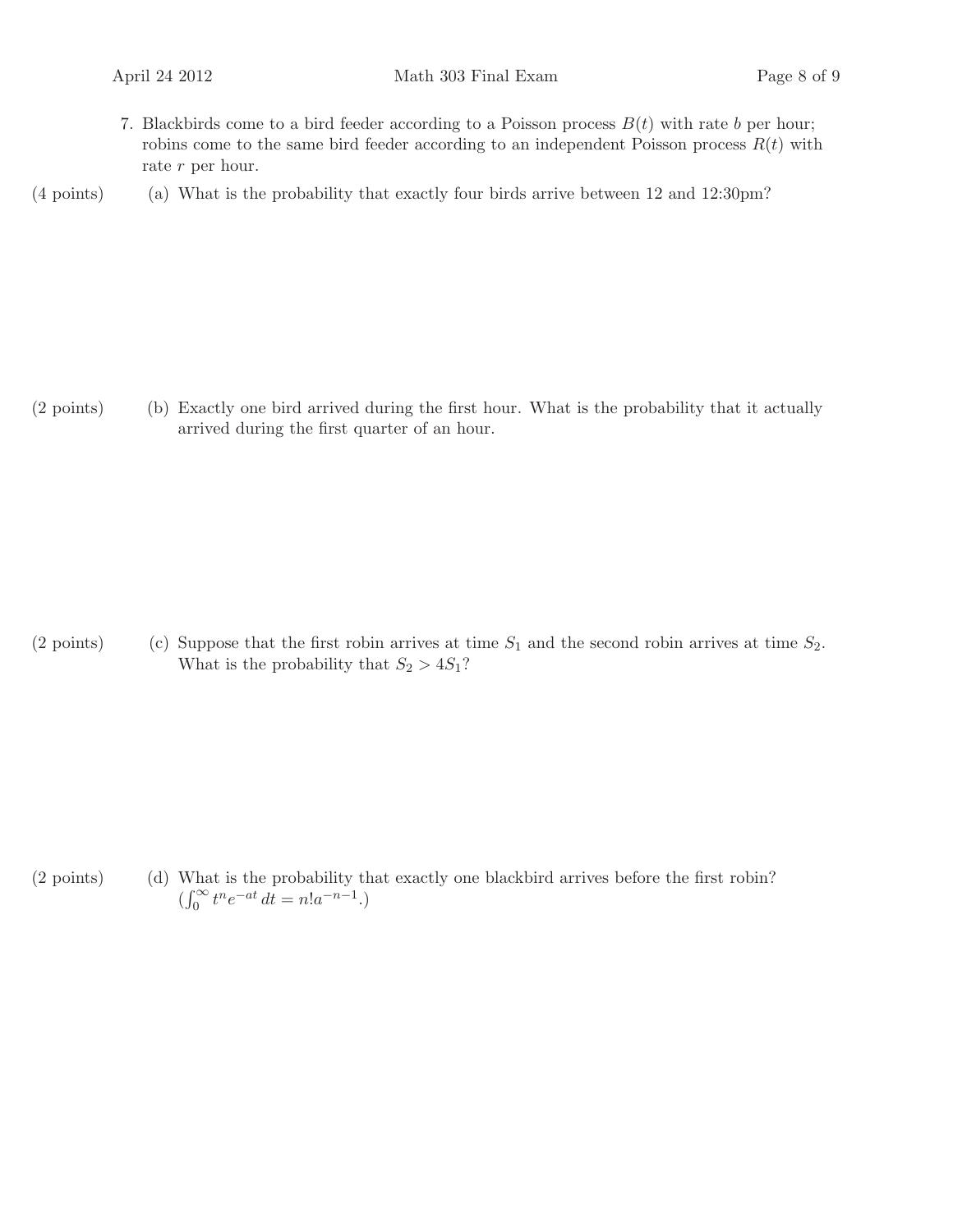7. Blackbirds come to a bird feeder according to a Poisson process $B(t)$ with rate $b$ per hour; robins come to the same bird feeder according to an independent Poisson process $R(t)$ with rate $r$ per hour.

(4 points) (a) What is the probability that exactly four birds arrive between 12 and 12:30pm?

(2 points) (b) Exactly one bird arrived during the first hour. What is the probability that it actually arrived during the first quarter of an hour.

(2 points) (c) Suppose that the first robin arrives at time $S_1$ and the second robin arrives at time $S_2$. What is the probability that $S_2 > 4S_1$?

(2 points) (d) What is the probability that exactly one blackbird arrives before the first robin? ($\int_0^\infty t^n e^{-at}\, dt = n! a^{-n-1}$.)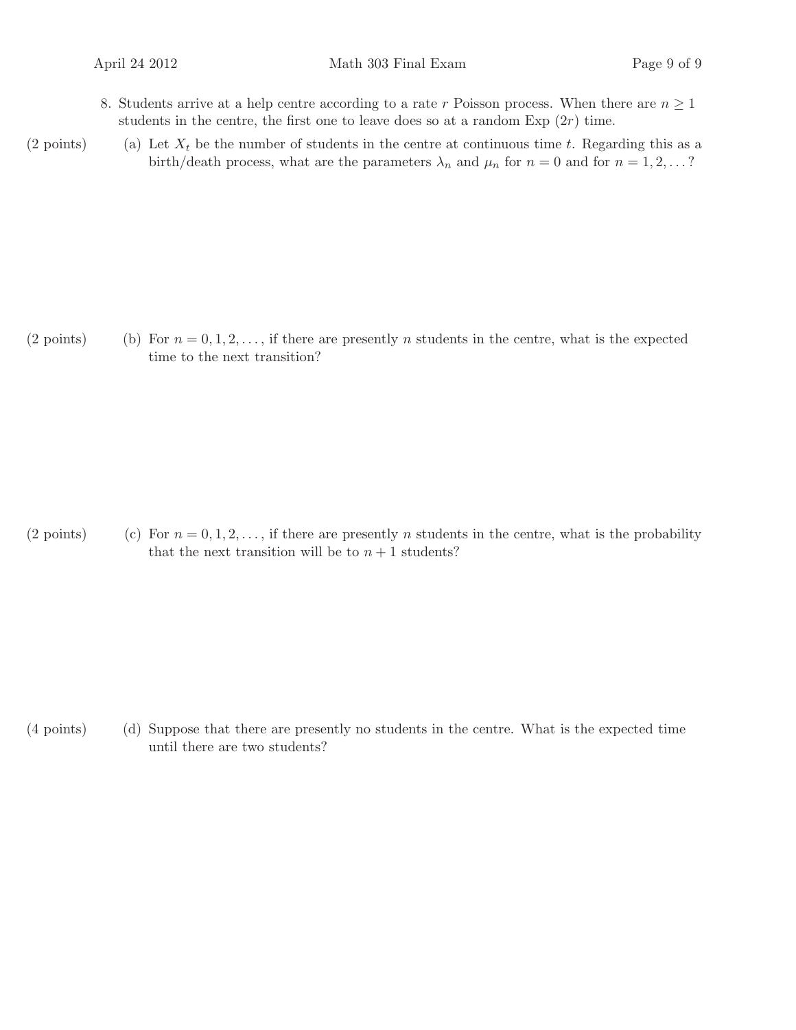8. Students arrive at a help centre according to a rate $r$ Poisson process. When there are $n \geq 1$ students in the centre, the first one to leave does so at a random Exp $(2r)$ time.

(2 points) (a) Let $X_t$ be the number of students in the centre at continuous time $t$. Regarding this as a birth/death process, what are the parameters $\lambda_n$ and $\mu_n$ for $n = 0$ and for $n = 1, 2, \ldots$?

(2 points) (b) For $n = 0, 1, 2, \ldots$, if there are presently $n$ students in the centre, what is the expected time to the next transition?

(2 points) (c) For $n = 0, 1, 2, \ldots$, if there are presently $n$ students in the centre, what is the probability that the next transition will be to $n + 1$ students?

(4 points) (d) Suppose that there are presently no students in the centre. What is the expected time until there are two students?